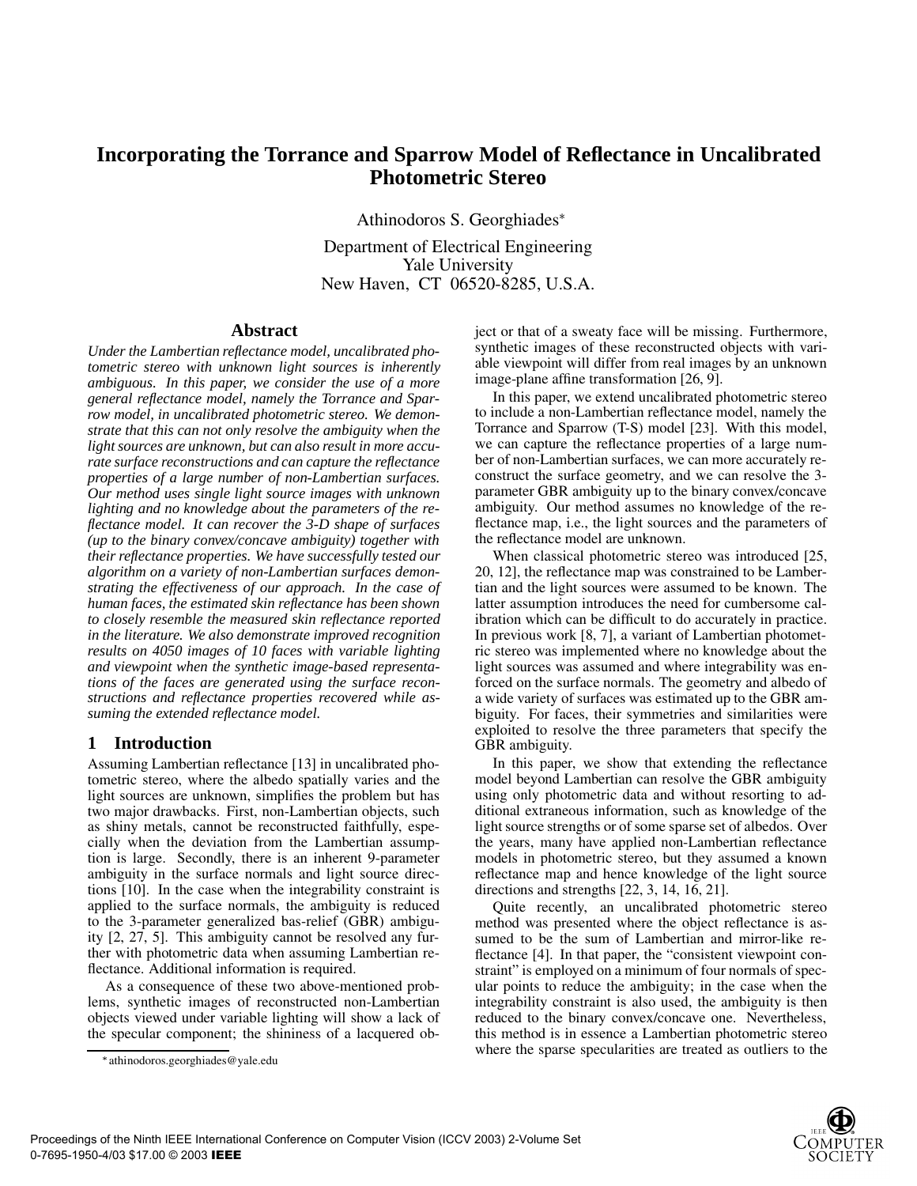# Incorporating the Torrance and Sparrow Model of Reflectance in Uncalibrated Photometric Stereo

Athinodoros S. Georghiades*

Department of Electrical Engineering
Yale University
New Haven, CT 06520-8285, U.S.A.

## Abstract

*Under the Lambertian reflectance model, uncalibrated photometric stereo with unknown light sources is inherently ambiguous. In this paper, we consider the use of a more general reflectance model, namely the Torrance and Sparrow model, in uncalibrated photometric stereo. We demonstrate that this can not only resolve the ambiguity when the light sources are unknown, but can also result in more accurate surface reconstructions and can capture the reflectance properties of a large number of non-Lambertian surfaces. Our method uses single light source images with unknown lighting and no knowledge about the parameters of the reflectance model. It can recover the 3-D shape of surfaces (up to the binary convex/concave ambiguity) together with their reflectance properties. We have successfully tested our algorithm on a variety of non-Lambertian surfaces demonstrating the effectiveness of our approach. In the case of human faces, the estimated skin reflectance has been shown to closely resemble the measured skin reflectance reported in the literature. We also demonstrate improved recognition results on 4050 images of 10 faces with variable lighting and viewpoint when the synthetic image-based representations of the faces are generated using the surface reconstructions and reflectance properties recovered while assuming the extended reflectance model.*

## 1 Introduction

Assuming Lambertian reflectance [13] in uncalibrated photometric stereo, where the albedo spatially varies and the light sources are unknown, simplifies the problem but has two major drawbacks. First, non-Lambertian objects, such as shiny metals, cannot be reconstructed faithfully, especially when the deviation from the Lambertian assumption is large. Secondly, there is an inherent 9-parameter ambiguity in the surface normals and light source directions [10]. In the case when the integrability constraint is applied to the surface normals, the ambiguity is reduced to the 3-parameter generalized bas-relief (GBR) ambiguity [2, 27, 5]. This ambiguity cannot be resolved any further with photometric data when assuming Lambertian reflectance. Additional information is required.

As a consequence of these two above-mentioned problems, synthetic images of reconstructed non-Lambertian objects viewed under variable lighting will show a lack of the specular component; the shininess of a lacquered object or that of a sweaty face will be missing. Furthermore, synthetic images of these reconstructed objects with variable viewpoint will differ from real images by an unknown image-plane affine transformation [26, 9].

In this paper, we extend uncalibrated photometric stereo to include a non-Lambertian reflectance model, namely the Torrance and Sparrow (T-S) model [23]. With this model, we can capture the reflectance properties of a large number of non-Lambertian surfaces, we can more accurately reconstruct the surface geometry, and we can resolve the 3-parameter GBR ambiguity up to the binary convex/concave ambiguity. Our method assumes no knowledge of the reflectance map, i.e., the light sources and the parameters of the reflectance model are unknown.

When classical photometric stereo was introduced [25, 20, 12], the reflectance map was constrained to be Lambertian and the light sources were assumed to be known. The latter assumption introduces the need for cumbersome calibration which can be difficult to do accurately in practice. In previous work [8, 7], a variant of Lambertian photometric stereo was implemented where no knowledge about the light sources was assumed and where integrability was enforced on the surface normals. The geometry and albedo of a wide variety of surfaces was estimated up to the GBR ambiguity. For faces, their symmetries and similarities were exploited to resolve the three parameters that specify the GBR ambiguity.

In this paper, we show that extending the reflectance model beyond Lambertian can resolve the GBR ambiguity using only photometric data and without resorting to additional extraneous information, such as knowledge of the light source strengths or of some sparse set of albedos. Over the years, many have applied non-Lambertian reflectance models in photometric stereo, but they assumed a known reflectance map and hence knowledge of the light source directions and strengths [22, 3, 14, 16, 21].

Quite recently, an uncalibrated photometric stereo method was presented where the object reflectance is assumed to be the sum of Lambertian and mirror-like reflectance [4]. In that paper, the "consistent viewpoint constraint" is employed on a minimum of four normals of specular points to reduce the ambiguity; in the case when the integrability constraint is also used, the ambiguity is then reduced to the binary convex/concave one. Nevertheless, this method is in essence a Lambertian photometric stereo where the sparse specularities are treated as outliers to the

*athinodoros.georghiades@yale.edu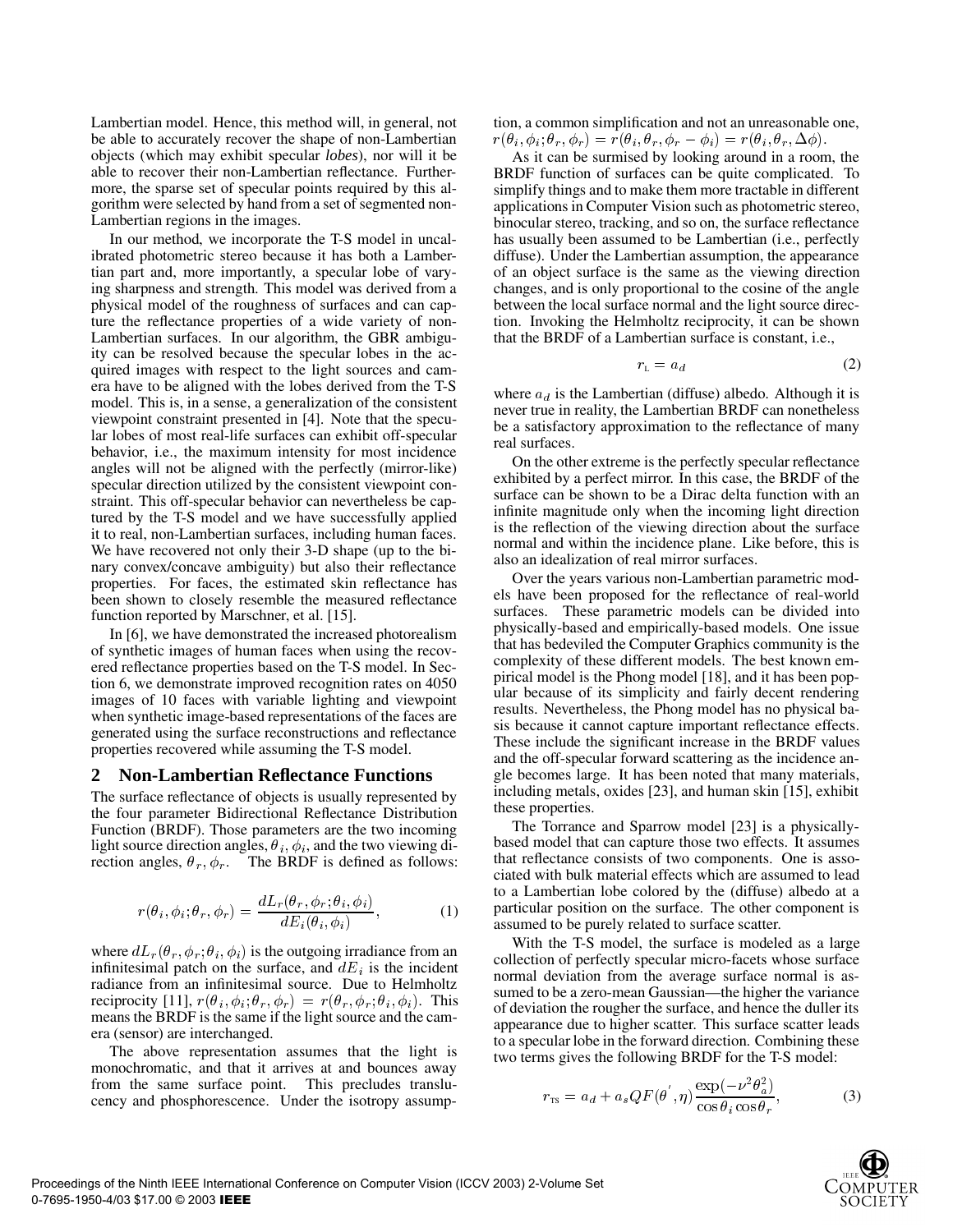Lambertian model. Hence, this method will, in general, not be able to accurately recover the shape of non-Lambertian objects (which may exhibit specular *lobes*), nor will it be able to recover their non-Lambertian reflectance. Furthermore, the sparse set of specular points required by this algorithm were selected by hand from a set of segmented non-Lambertian regions in the images.

In our method, we incorporate the T-S model in uncalibrated photometric stereo because it has both a Lambertian part and, more importantly, a specular lobe of varying sharpness and strength. This model was derived from a physical model of the roughness of surfaces and can capture the reflectance properties of a wide variety of non-Lambertian surfaces. In our algorithm, the GBR ambiguity can be resolved because the specular lobes in the acquired images with respect to the light sources and camera have to be aligned with the lobes derived from the T-S model. This is, in a sense, a generalization of the consistent viewpoint constraint presented in [4]. Note that the specular lobes of most real-life surfaces can exhibit off-specular behavior, i.e., the maximum intensity for most incidence angles will not be aligned with the perfectly (mirror-like) specular direction utilized by the consistent viewpoint constraint. This off-specular behavior can nevertheless be captured by the T-S model and we have successfully applied it to real, non-Lambertian surfaces, including human faces. We have recovered not only their 3-D shape (up to the binary convex/concave ambiguity) but also their reflectance properties. For faces, the estimated skin reflectance has been shown to closely resemble the measured reflectance function reported by Marschner, et al. [15].

In [6], we have demonstrated the increased photorealism of synthetic images of human faces when using the recovered reflectance properties based on the T-S model. In Section 6, we demonstrate improved recognition rates on 4050 images of 10 faces with variable lighting and viewpoint when synthetic image-based representations of the faces are generated using the surface reconstructions and reflectance properties recovered while assuming the T-S model.

## 2 Non-Lambertian Reflectance Functions

The surface reflectance of objects is usually represented by the four parameter Bidirectional Reflectance Distribution Function (BRDF). Those parameters are the two incoming light source direction angles, $\theta_i, \phi_i$, and the two viewing direction angles, $\theta_r, \phi_r$. The BRDF is defined as follows:

$$r(\theta_i, \phi_i; \theta_r, \phi_r) = \frac{dL_r(\theta_r, \phi_r; \theta_i, \phi_i)}{dE_i(\theta_i, \phi_i)}, \tag{1}$$

where $dL_r(\theta_r, \phi_r; \theta_i, \phi_i)$ is the outgoing irradiance from an infinitesimal patch on the surface, and $dE_i$ is the incident radiance from an infinitesimal source. Due to Helmholtz reciprocity [11], $r(\theta_i, \phi_i; \theta_r, \phi_r) = r(\theta_r, \phi_r; \theta_i, \phi_i)$. This means the BRDF is the same if the light source and the camera (sensor) are interchanged.

The above representation assumes that the light is monochromatic, and that it arrives at and bounces away from the same surface point. This precludes translucency and phosphorescence. Under the isotropy assumption, a common simplification and not an unreasonable one, $r(\theta_i, \phi_i; \theta_r, \phi_r) = r(\theta_i, \theta_r, \phi_r - \phi_i) = r(\theta_i, \theta_r, \Delta\phi)$.

As it can be surmised by looking around in a room, the BRDF function of surfaces can be quite complicated. To simplify things and to make them more tractable in different applications in Computer Vision such as photometric stereo, binocular stereo, tracking, and so on, the surface reflectance has usually been assumed to be Lambertian (i.e., perfectly diffuse). Under the Lambertian assumption, the appearance of an object surface is the same as the viewing direction changes, and is only proportional to the cosine of the angle between the local surface normal and the light source direction. Invoking the Helmholtz reciprocity, it can be shown that the BRDF of a Lambertian surface is constant, i.e.,

$$r_{\text{L}} = a_d \tag{2}$$

where $a_d$ is the Lambertian (diffuse) albedo. Although it is never true in reality, the Lambertian BRDF can nonetheless be a satisfactory approximation to the reflectance of many real surfaces.

On the other extreme is the perfectly specular reflectance exhibited by a perfect mirror. In this case, the BRDF of the surface can be shown to be a Dirac delta function with an infinite magnitude only when the incoming light direction is the reflection of the viewing direction about the surface normal and within the incidence plane. Like before, this is also an idealization of real mirror surfaces.

Over the years various non-Lambertian parametric models have been proposed for the reflectance of real-world surfaces. These parametric models can be divided into physically-based and empirically-based models. One issue that has bedeviled the Computer Graphics community is the complexity of these different models. The best known empirical model is the Phong model [18], and it has been popular because of its simplicity and fairly decent rendering results. Nevertheless, the Phong model has no physical basis because it cannot capture important reflectance effects. These include the significant increase in the BRDF values and the off-specular forward scattering as the incidence angle becomes large. It has been noted that many materials, including metals, oxides [23], and human skin [15], exhibit these properties.

The Torrance and Sparrow model [23] is a physically-based model that can capture those two effects. It assumes that reflectance consists of two components. One is associated with bulk material effects which are assumed to lead to a Lambertian lobe colored by the (diffuse) albedo at a particular position on the surface. The other component is assumed to be purely related to surface scatter.

With the T-S model, the surface is modeled as a large collection of perfectly specular micro-facets whose surface normal deviation from the average surface normal is assumed to be a zero-mean Gaussian—the higher the variance of deviation the rougher the surface, and hence the duller its appearance due to higher scatter. This surface scatter leads to a specular lobe in the forward direction. Combining these two terms gives the following BRDF for the T-S model:

$$r_{\text{TS}} = a_d + a_s Q F(\theta', \eta) \frac{\exp(-\nu^2 \theta_a^2)}{\cos\theta_i \cos\theta_r}, \tag{3}$$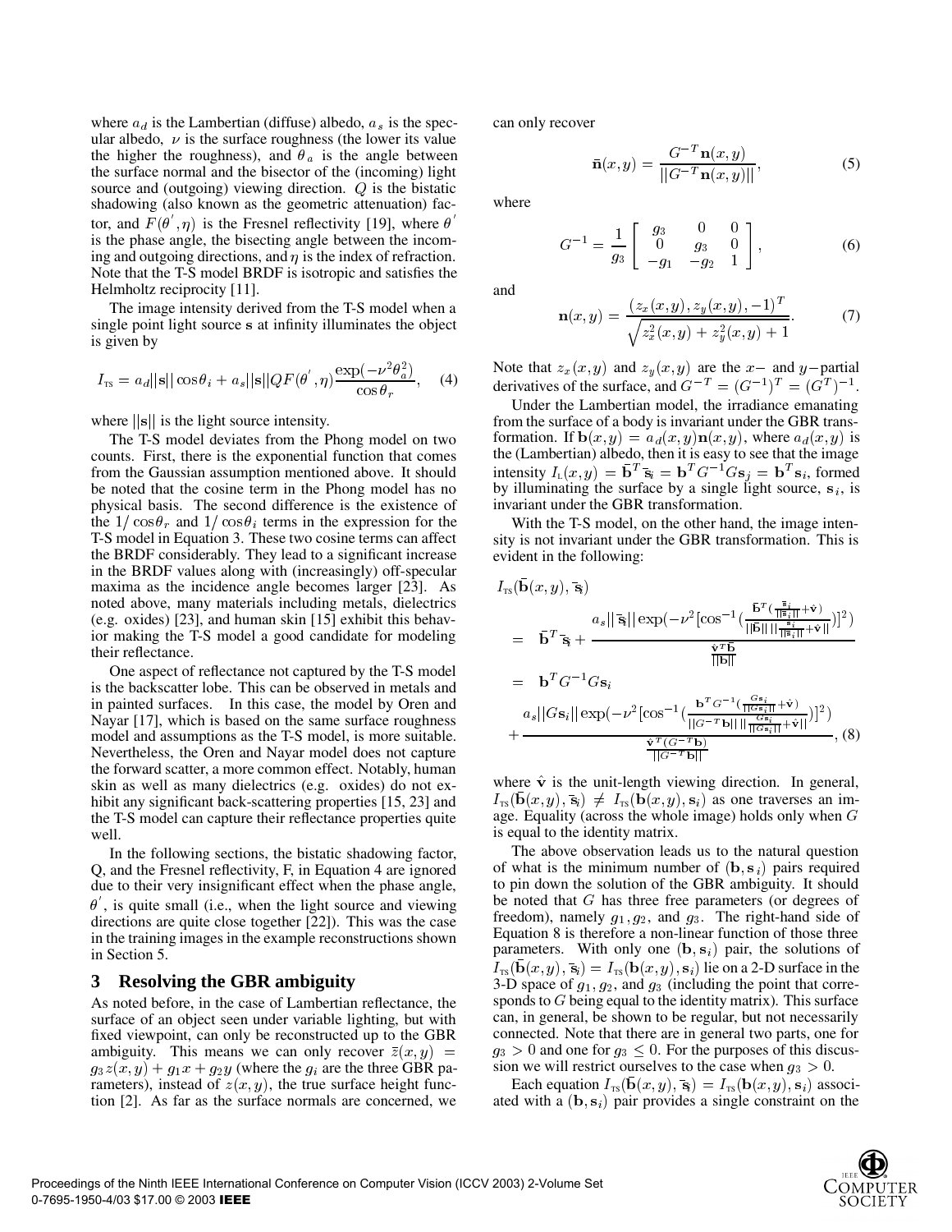where $a_d$ is the Lambertian (diffuse) albedo, $a_s$ is the specular albedo, $\nu$ is the surface roughness (the lower its value the higher the roughness), and $\theta_a$ is the angle between the surface normal and the bisector of the (incoming) light source and (outgoing) viewing direction. $Q$ is the bistatic shadowing (also known as the geometric attenuation) factor, and $F(\theta', \eta)$ is the Fresnel reflectivity [19], where $\theta'$ is the phase angle, the bisecting angle between the incoming and outgoing directions, and $\eta$ is the index of refraction. Note that the T-S model BRDF is isotropic and satisfies the Helmholtz reciprocity [11].

The image intensity derived from the T-S model when a single point light source $\mathbf{s}$ at infinity illuminates the object is given by

$$I_{\text{TS}} = a_d||\mathbf{s}|| \cos\theta_i + a_s||\mathbf{s}||QF(\theta', \eta)\frac{\exp(-\nu^2\theta_a^2)}{\cos\theta_r}, \quad (4)$$

where $||\mathbf{s}||$ is the light source intensity.

The T-S model deviates from the Phong model on two counts. First, there is the exponential function that comes from the Gaussian assumption mentioned above. It should be noted that the cosine term in the Phong model has no physical basis. The second difference is the existence of the $1/\cos\theta_r$ and $1/\cos\theta_i$ terms in the expression for the T-S model in Equation 3. These two cosine terms can affect the BRDF considerably. They lead to a significant increase in the BRDF values along with (increasingly) off-specular maxima as the incidence angle becomes larger [23]. As noted above, many materials including metals, dielectrics (e.g. oxides) [23], and human skin [15] exhibit this behavior making the T-S model a good candidate for modeling their reflectance.

One aspect of reflectance not captured by the T-S model is the backscatter lobe. This can be observed in metals and in painted surfaces. In this case, the model by Oren and Nayar [17], which is based on the same surface roughness model and assumptions as the T-S model, is more suitable. Nevertheless, the Oren and Nayar model does not capture the forward scatter, a more common effect. Notably, human skin as well as many dielectrics (e.g. oxides) do not exhibit any significant back-scattering properties [15, 23] and the T-S model can capture their reflectance properties quite well.

In the following sections, the bistatic shadowing factor, Q, and the Fresnel reflectivity, F, in Equation 4 are ignored due to their very insignificant effect when the phase angle, $\theta'$, is quite small (i.e., when the light source and viewing directions are quite close together [22]). This was the case in the training images in the example reconstructions shown in Section 5.

## 3 Resolving the GBR ambiguity

As noted before, in the case of Lambertian reflectance, the surface of an object seen under variable lighting, but with fixed viewpoint, can only be reconstructed up to the GBR ambiguity. This means we can only recover $\bar{z}(x, y) = g_3 z(x, y) + g_1 x + g_2 y$ (where the $g_i$ are the three GBR parameters), instead of $z(x, y)$, the true surface height function [2]. As far as the surface normals are concerned, we can only recover

$$\bar{\mathbf{n}}(x, y) = \frac{G^{-T}\mathbf{n}(x, y)}{||G^{-T}\mathbf{n}(x, y)||}, \quad (5)$$

where

$$G^{-1} = \frac{1}{g_3}\begin{bmatrix} g_3 & 0 & 0 \\ 0 & g_3 & 0 \\ -g_1 & -g_2 & 1 \end{bmatrix}, \quad (6)$$

and

$$\mathbf{n}(x, y) = \frac{(z_x(x, y), z_y(x, y), -1)^T}{\sqrt{z_x^2(x, y) + z_y^2(x, y) + 1}}. \quad (7)$$

Note that $z_x(x, y)$ and $z_y(x, y)$ are the $x-$ and $y-$partial derivatives of the surface, and $G^{-T} = (G^{-1})^T = (G^T)^{-1}$.

Under the Lambertian model, the irradiance emanating from the surface of a body is invariant under the GBR transformation. If $\mathbf{b}(x, y) = a_d(x, y)\mathbf{n}(x, y)$, where $a_d(x, y)$ is the (Lambertian) albedo, then it is easy to see that the image intensity $I_{\text{L}}(x, y) = \bar{\mathbf{b}}^T\bar{\mathbf{s}}_i = \mathbf{b}^T G^{-1} G\mathbf{s}_j = \mathbf{b}^T\mathbf{s}_i$, formed by illuminating the surface by a single light source, $\mathbf{s}_i$, is invariant under the GBR transformation.

With the T-S model, on the other hand, the image intensity is not invariant under the GBR transformation. This is evident in the following:

$$\begin{aligned}
& I_{\text{TS}}(\bar{\mathbf{b}}(x, y), \bar{\mathbf{s}}_i) \\
&= \bar{\mathbf{b}}^T\bar{\mathbf{s}}_i + \frac{a_s||\bar{\mathbf{s}}_i||\exp(-\nu^2[\cos^{-1}(\frac{\bar{\mathbf{b}}^T(\frac{\bar{\mathbf{s}}_i}{||\bar{\mathbf{s}}_i||}+\hat{\mathbf{v}})}{||\bar{\mathbf{b}}||\,||\frac{\bar{\mathbf{s}}_i}{||\bar{\mathbf{s}}_i||}+\hat{\mathbf{v}}||})]^2)}{\frac{\hat{\mathbf{v}}^T\bar{\mathbf{b}}}{||\bar{\mathbf{b}}||}} \\
&= \mathbf{b}^T G^{-1} G\mathbf{s}_i \\
&+ \frac{a_s||G\mathbf{s}_i||\exp(-\nu^2[\cos^{-1}(\frac{\mathbf{b}^T G^{-1}(\frac{G\mathbf{s}_i}{||G\mathbf{s}_i||}+\hat{\mathbf{v}})}{||G^{-T}\mathbf{b}||\,||\frac{G\mathbf{s}_i}{||G\mathbf{s}_i||}+\hat{\mathbf{v}}||})]^2)}{\frac{\hat{\mathbf{v}}^T(G^{-T}\mathbf{b})}{||G^{-T}\mathbf{b}||}}, \quad (8)
\end{aligned}$$

where $\hat{\mathbf{v}}$ is the unit-length viewing direction. In general, $I_{\text{TS}}(\bar{\mathbf{b}}(x, y), \bar{\mathbf{s}}_i) \neq I_{\text{TS}}(\mathbf{b}(x, y), \mathbf{s}_i)$ as one traverses an image. Equality (across the whole image) holds only when $G$ is equal to the identity matrix.

The above observation leads us to the natural question of what is the minimum number of $(\mathbf{b}, \mathbf{s}_i)$ pairs required to pin down the solution of the GBR ambiguity. It should be noted that $G$ has three free parameters (or degrees of freedom), namely $g_1, g_2$, and $g_3$. The right-hand side of Equation 8 is therefore a non-linear function of those three parameters. With only one $(\mathbf{b}, \mathbf{s}_i)$ pair, the solutions of $I_{\text{TS}}(\bar{\mathbf{b}}(x, y), \bar{\mathbf{s}}_i) = I_{\text{TS}}(\mathbf{b}(x, y), \mathbf{s}_i)$ lie on a 2-D surface in the 3-D space of $g_1, g_2$, and $g_3$ (including the point that corresponds to $G$ being equal to the identity matrix). This surface can, in general, be shown to be regular, but not necessarily connected. Note that there are in general two parts, one for $g_3 > 0$ and one for $g_3 \leq 0$. For the purposes of this discussion we will restrict ourselves to the case when $g_3 > 0$.

Each equation $I_{\text{TS}}(\bar{\mathbf{b}}(x, y), \bar{\mathbf{s}}_i) = I_{\text{TS}}(\mathbf{b}(x, y), \mathbf{s}_i)$ associated with a $(\mathbf{b}, \mathbf{s}_i)$ pair provides a single constraint on the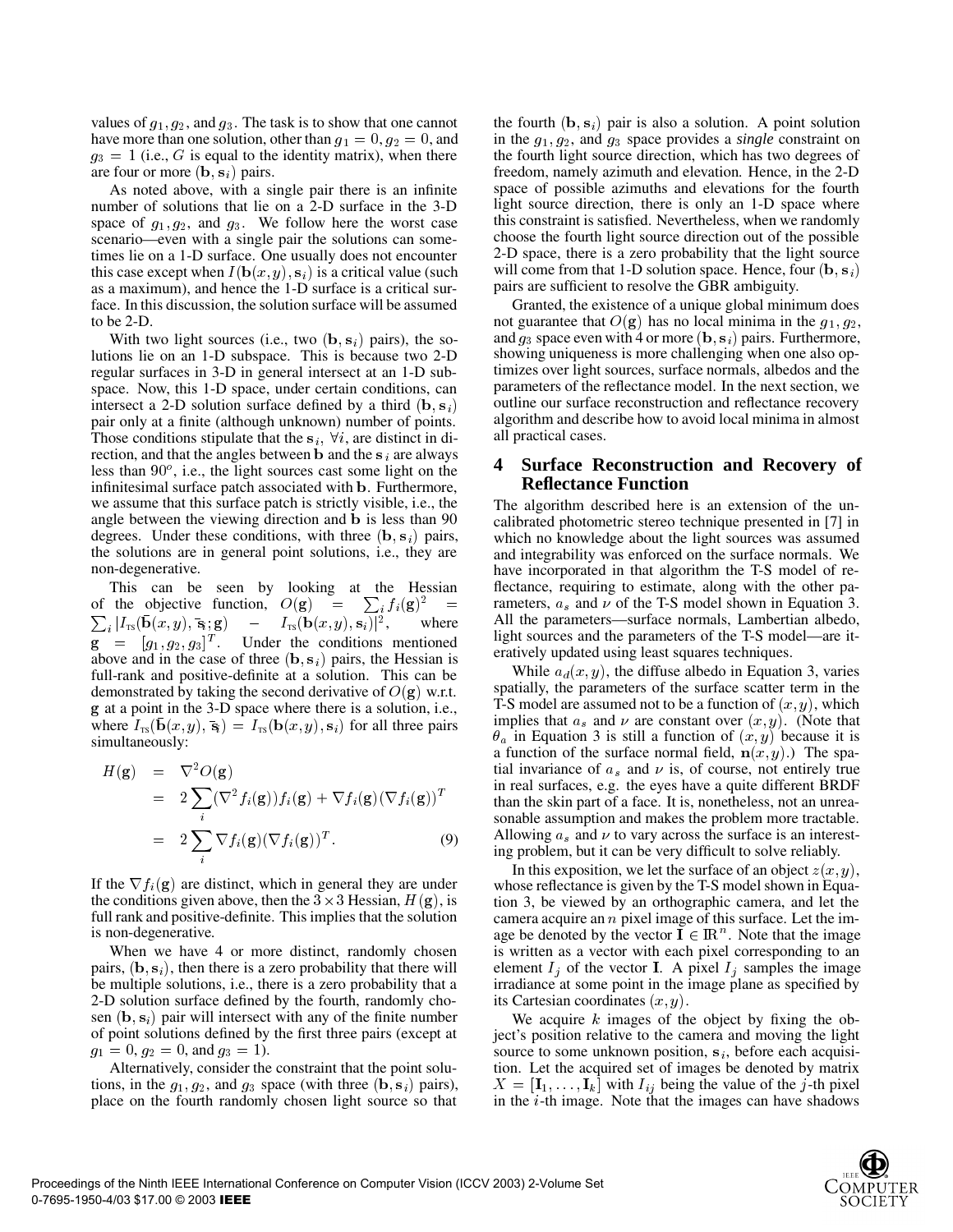values of $g_1, g_2$, and $g_3$. The task is to show that one cannot have more than one solution, other than $g_1 = 0, g_2 = 0$, and $g_3 = 1$ (i.e., $G$ is equal to the identity matrix), when there are four or more $(\mathbf{b}, \mathbf{s}_i)$ pairs.

As noted above, with a single pair there is an infinite number of solutions that lie on a 2-D surface in the 3-D space of $g_1, g_2$, and $g_3$. We follow here the worst case scenario—even with a single pair the solutions can sometimes lie on a 1-D surface. One usually does not encounter this case except when $I(\mathbf{b}(x,y), \mathbf{s}_i)$ is a critical value (such as a maximum), and hence the 1-D surface is a critical surface. In this discussion, the solution surface will be assumed to be 2-D.

With two light sources (i.e., two $(\mathbf{b}, \mathbf{s}_i)$ pairs), the solutions lie on an 1-D subspace. This is because two 2-D regular surfaces in 3-D in general intersect at an 1-D subspace. Now, this 1-D space, under certain conditions, can intersect a 2-D solution surface defined by a third $(\mathbf{b}, \mathbf{s}_i)$ pair only at a finite (although unknown) number of points. Those conditions stipulate that the $\mathbf{s}_i$, $\forall i$, are distinct in direction, and that the angles between $\mathbf{b}$ and the $\mathbf{s}_i$ are always less than $90^o$, i.e., the light sources cast some light on the infinitesimal surface patch associated with $\mathbf{b}$. Furthermore, we assume that this surface patch is strictly visible, i.e., the angle between the viewing direction and $\mathbf{b}$ is less than 90 degrees. Under these conditions, with three $(\mathbf{b}, \mathbf{s}_i)$ pairs, the solutions are in general point solutions, i.e., they are non-degenerative.

This can be seen by looking at the Hessian of the objective function, $O(\mathbf{g}) = \sum_i f_i(\mathbf{g})^2 = \sum_i |I_{\text{TS}}(\bar{\mathbf{b}}(x,y), \bar{\mathbf{s}}_i; \mathbf{g}) - I_{\text{TS}}(\mathbf{b}(x,y), \mathbf{s}_i)|^2$, where $\mathbf{g} = [g_1, g_2, g_3]^T$. Under the conditions mentioned above and in the case of three $(\mathbf{b}, \mathbf{s}_i)$ pairs, the Hessian is full-rank and positive-definite at a solution. This can be demonstrated by taking the second derivative of $O(\mathbf{g})$ w.r.t. $\mathbf{g}$ at a point in the 3-D space where there is a solution, i.e., where $I_{\text{TS}}(\bar{\mathbf{b}}(x,y), \bar{\mathbf{s}}_i) = I_{\text{TS}}(\mathbf{b}(x,y), \mathbf{s}_i)$ for all three pairs simultaneously:

$$
\begin{aligned}
H(\mathbf{g}) &= \nabla^2 O(\mathbf{g}) \\
&= 2\sum_i (\nabla^2 f_i(\mathbf{g})) f_i(\mathbf{g}) + \nabla f_i(\mathbf{g})(\nabla f_i(\mathbf{g}))^T \\
&= 2\sum_i \nabla f_i(\mathbf{g})(\nabla f_i(\mathbf{g}))^T. \qquad (9)
\end{aligned}
$$

If the $\nabla f_i(\mathbf{g})$ are distinct, which in general they are under the conditions given above, then the $3 \times 3$ Hessian, $H(\mathbf{g})$, is full rank and positive-definite. This implies that the solution is non-degenerative.

When we have 4 or more distinct, randomly chosen pairs, $(\mathbf{b}, \mathbf{s}_i)$, then there is a zero probability that there will be multiple solutions, i.e., there is a zero probability that a 2-D solution surface defined by the fourth, randomly chosen $(\mathbf{b}, \mathbf{s}_i)$ pair will intersect with any of the finite number of point solutions defined by the first three pairs (except at $g_1 = 0, g_2 = 0$, and $g_3 = 1$).

Alternatively, consider the constraint that the point solutions, in the $g_1, g_2$, and $g_3$ space (with three $(\mathbf{b}, \mathbf{s}_i)$ pairs), place on the fourth randomly chosen light source so that the fourth $(\mathbf{b}, \mathbf{s}_i)$ pair is also a solution. A point solution in the $g_1, g_2$, and $g_3$ space provides a *single* constraint on the fourth light source direction, which has two degrees of freedom, namely azimuth and elevation. Hence, in the 2-D space of possible azimuths and elevations for the fourth light source direction, there is only an 1-D space where this constraint is satisfied. Nevertheless, when we randomly choose the fourth light source direction out of the possible 2-D space, there is a zero probability that the light source will come from that 1-D solution space. Hence, four $(\mathbf{b}, \mathbf{s}_i)$ pairs are sufficient to resolve the GBR ambiguity.

Granted, the existence of a unique global minimum does not guarantee that $O(\mathbf{g})$ has no local minima in the $g_1, g_2$, and $g_3$ space even with 4 or more $(\mathbf{b}, \mathbf{s}_i)$ pairs. Furthermore, showing uniqueness is more challenging when one also optimizes over light sources, surface normals, albedos and the parameters of the reflectance model. In the next section, we outline our surface reconstruction and reflectance recovery algorithm and describe how to avoid local minima in almost all practical cases.

## 4 Surface Reconstruction and Recovery of Reflectance Function

The algorithm described here is an extension of the uncalibrated photometric stereo technique presented in [7] in which no knowledge about the light sources was assumed and integrability was enforced on the surface normals. We have incorporated in that algorithm the T-S model of reflectance, requiring to estimate, along with the other parameters, $a_s$ and $\nu$ of the T-S model shown in Equation 3. All the parameters—surface normals, Lambertian albedo, light sources and the parameters of the T-S model—are iteratively updated using least squares techniques.

While $a_d(x,y)$, the diffuse albedo in Equation 3, varies spatially, the parameters of the surface scatter term in the T-S model are assumed not to be a function of $(x,y)$, which implies that $a_s$ and $\nu$ are constant over $(x,y)$. (Note that $\theta_a$ in Equation 3 is still a function of $(x,y)$ because it is a function of the surface normal field, $\mathbf{n}(x,y)$.) The spatial invariance of $a_s$ and $\nu$ is, of course, not entirely true in real surfaces, e.g. the eyes have a quite different BRDF than the skin part of a face. It is, nonetheless, not an unreasonable assumption and makes the problem more tractable. Allowing $a_s$ and $\nu$ to vary across the surface is an interesting problem, but it can be very difficult to solve reliably.

In this exposition, we let the surface of an object $z(x,y)$, whose reflectance is given by the T-S model shown in Equation 3, be viewed by an orthographic camera, and let the camera acquire an $n$ pixel image of this surface. Let the image be denoted by the vector $\mathbf{I} \in \mathbb{R}^n$. Note that the image is written as a vector with each pixel corresponding to an element $I_j$ of the vector $\mathbf{I}$. A pixel $I_j$ samples the image irradiance at some point in the image plane as specified by its Cartesian coordinates $(x,y)$.

We acquire $k$ images of the object by fixing the object's position relative to the camera and moving the light source to some unknown position, $\mathbf{s}_i$, before each acquisition. Let the acquired set of images be denoted by matrix $X = [\mathbf{I}_1, \ldots, \mathbf{I}_k]$ with $I_{ij}$ being the value of the $j$-th pixel in the $i$-th image. Note that the images can have shadows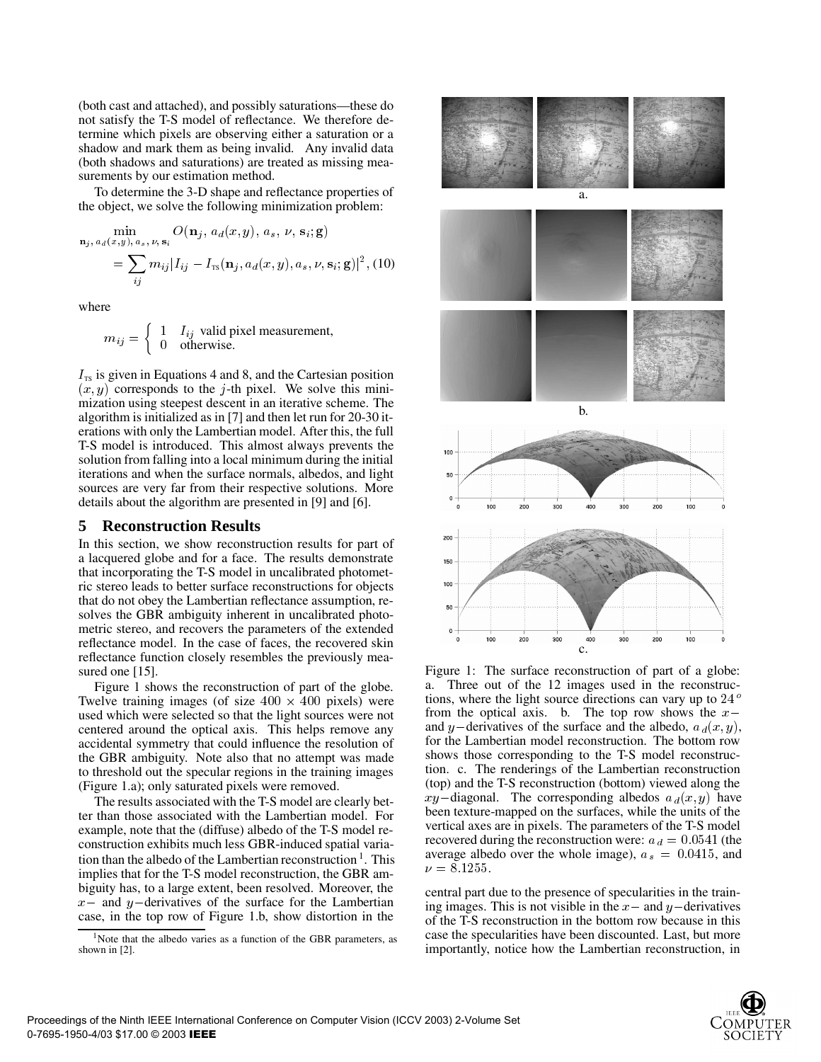(both cast and attached), and possibly saturations—these do not satisfy the T-S model of reflectance. We therefore determine which pixels are observing either a saturation or a shadow and mark them as being invalid. Any invalid data (both shadows and saturations) are treated as missing measurements by our estimation method.

To determine the 3-D shape and reflectance properties of the object, we solve the following minimization problem:

$$\min_{\mathbf{n}_j,\, a_d(x,y),\, a_s,\, \nu,\, \mathbf{s}_i} O(\mathbf{n}_j,\, a_d(x,y),\, a_s,\, \nu,\, \mathbf{s}_i; \mathbf{g})$$

$$= \sum_{ij} m_{ij} |I_{ij} - I_{\text{TS}}(\mathbf{n}_j, a_d(x,y), a_s, \nu, \mathbf{s}_i; \mathbf{g})|^2, \quad (10)$$

where

$$m_{ij} = \begin{cases} 1 & I_{ij} \text{ valid pixel measurement,} \\ 0 & \text{otherwise.} \end{cases}$$

$I_{\text{TS}}$ is given in Equations 4 and 8, and the Cartesian position $(x, y)$ corresponds to the $j$-th pixel. We solve this minimization using steepest descent in an iterative scheme. The algorithm is initialized as in [7] and then let run for 20-30 iterations with only the Lambertian model. After this, the full T-S model is introduced. This almost always prevents the solution from falling into a local minimum during the initial iterations and when the surface normals, albedos, and light sources are very far from their respective solutions. More details about the algorithm are presented in [9] and [6].

## 5 Reconstruction Results

In this section, we show reconstruction results for part of a lacquered globe and for a face. The results demonstrate that incorporating the T-S model in uncalibrated photometric stereo leads to better surface reconstructions for objects that do not obey the Lambertian reflectance assumption, resolves the GBR ambiguity inherent in uncalibrated photometric stereo, and recovers the parameters of the extended reflectance model. In the case of faces, the recovered skin reflectance function closely resembles the previously measured one [15].

Figure 1 shows the reconstruction of part of the globe. Twelve training images (of size $400 \times 400$ pixels) were used which were selected so that the light sources were not centered around the optical axis. This helps remove any accidental symmetry that could influence the resolution of the GBR ambiguity. Note also that no attempt was made to threshold out the specular regions in the training images (Figure 1.a); only saturated pixels were removed.

The results associated with the T-S model are clearly better than those associated with the Lambertian model. For example, note that the (diffuse) albedo of the T-S model reconstruction exhibits much less GBR-induced spatial variation than the albedo of the Lambertian reconstruction [1]. This implies that for the T-S model reconstruction, the GBR ambiguity has, to a large extent, been resolved. Moreover, the $x-$ and $y-$derivatives of the surface for the Lambertian case, in the top row of Figure 1.b, show distortion in the central part due to the presence of specularities in the training images. This is not visible in the $x-$ and $y-$derivatives of the T-S reconstruction in the bottom row because in this case the specularities have been discounted. Last, but more importantly, notice how the Lambertian reconstruction, in

[1] Note that the albedo varies as a function of the GBR parameters, as shown in [2].

Figure 1: The surface reconstruction of part of a globe: a. Three out of the 12 images used in the reconstructions, where the light source directions can vary up to $24^o$ from the optical axis. b. The top row shows the $x-$ and $y-$derivatives of the surface and the albedo, $a_d(x,y)$, for the Lambertian model reconstruction. The bottom row shows those corresponding to the T-S model reconstruction. c. The renderings of the Lambertian reconstruction (top) and the T-S reconstruction (bottom) viewed along the $xy-$diagonal. The corresponding albedos $a_d(x,y)$ have been texture-mapped on the surfaces, while the units of the vertical axes are in pixels. The parameters of the T-S model recovered during the reconstruction were: $a_d = 0.0541$ (the average albedo over the whole image), $a_s = 0.0415$, and $\nu = 8.1255$.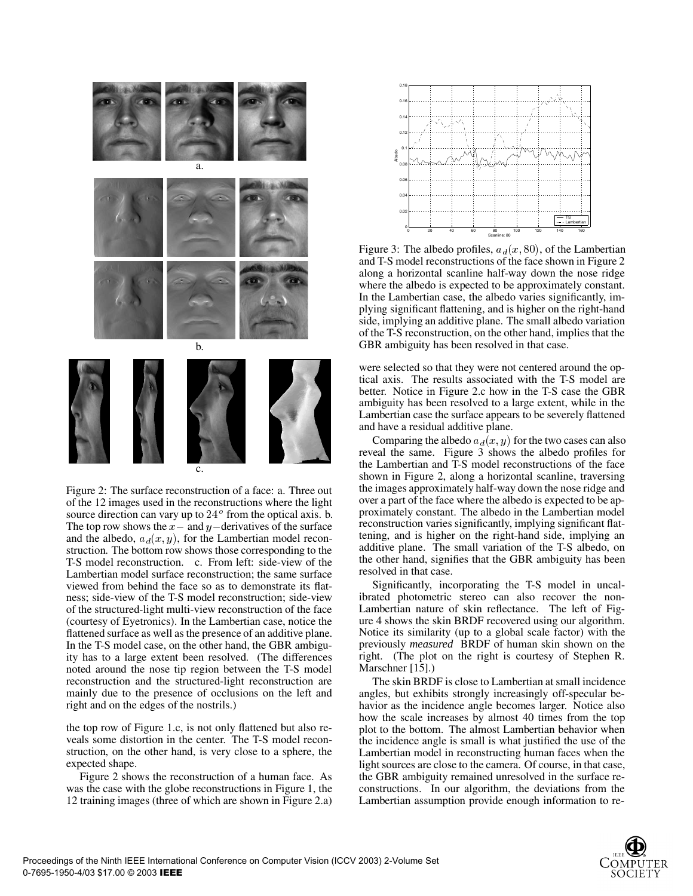Figure 2: The surface reconstruction of a face: a. Three out of the 12 images used in the reconstructions where the light source direction can vary up to $24^o$ from the optical axis. b. The top row shows the $x-$ and $y-$derivatives of the surface and the albedo, $a_d(x, y)$, for the Lambertian model reconstruction. The bottom row shows those corresponding to the T-S model reconstruction. c. From left: side-view of the Lambertian model surface reconstruction; the same surface viewed from behind the face so as to demonstrate its flatness; side-view of the T-S model reconstruction; side-view of the structured-light multi-view reconstruction of the face (courtesy of Eyetronics). In the Lambertian case, notice the flattened surface as well as the presence of an additive plane. In the T-S model case, on the other hand, the GBR ambiguity has to a large extent been resolved. (The differences noted around the nose tip region between the T-S model reconstruction and the structured-light reconstruction are mainly due to the presence of occlusions on the left and right and on the edges of the nostrils.)

the top row of Figure 1.c, is not only flattened but also reveals some distortion in the center. The T-S model reconstruction, on the other hand, is very close to a sphere, the expected shape.

Figure 2 shows the reconstruction of a human face. As was the case with the globe reconstructions in Figure 1, the 12 training images (three of which are shown in Figure 2.a) were selected so that they were not centered around the optical axis. The results associated with the T-S model are better. Notice in Figure 2.c how in the T-S case the GBR ambiguity has been resolved to a large extent, while in the Lambertian case the surface appears to be severely flattened and have a residual additive plane.

Figure 3: The albedo profiles, $a_d(x, 80)$, of the Lambertian and T-S model reconstructions of the face shown in Figure 2 along a horizontal scanline half-way down the nose ridge where the albedo is expected to be approximately constant. In the Lambertian case, the albedo varies significantly, implying significant flattening, and is higher on the right-hand side, implying an additive plane. The small albedo variation of the T-S reconstruction, on the other hand, implies that the GBR ambiguity has been resolved in that case.

Comparing the albedo $a_d(x, y)$ for the two cases can also reveal the same. Figure 3 shows the albedo profiles for the Lambertian and T-S model reconstructions of the face shown in Figure 2, along a horizontal scanline, traversing the images approximately half-way down the nose ridge and over a part of the face where the albedo is expected to be approximately constant. The albedo in the Lambertian model reconstruction varies significantly, implying significant flattening, and is higher on the right-hand side, implying an additive plane. The small variation of the T-S albedo, on the other hand, signifies that the GBR ambiguity has been resolved in that case.

Significantly, incorporating the T-S model in uncalibrated photometric stereo can also recover the non-Lambertian nature of skin reflectance. The left of Figure 4 shows the skin BRDF recovered using our algorithm. Notice its similarity (up to a global scale factor) with the previously *measured* BRDF of human skin shown on the right. (The plot on the right is courtesy of Stephen R. Marschner [15].)

The skin BRDF is close to Lambertian at small incidence angles, but exhibits strongly increasingly off-specular behavior as the incidence angle becomes larger. Notice also how the scale increases by almost 40 times from the top plot to the bottom. The almost Lambertian behavior when the incidence angle is small is what justified the use of the Lambertian model in reconstructing human faces when the light sources are close to the camera. Of course, in that case, the GBR ambiguity remained unresolved in the surface reconstructions. In our algorithm, the deviations from the Lambertian assumption provide enough information to re-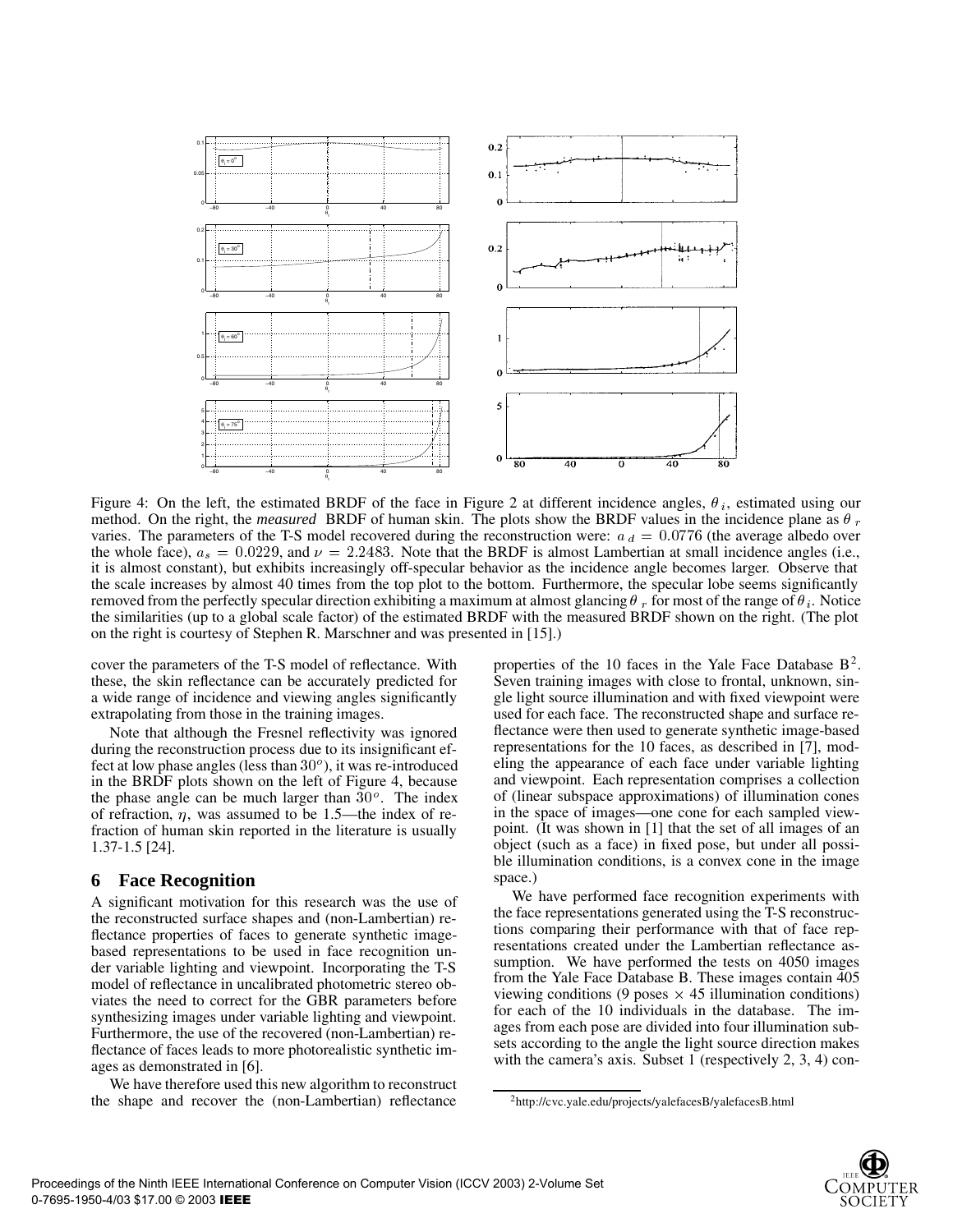Figure 4: On the left, the estimated BRDF of the face in Figure 2 at different incidence angles, $\theta_i$, estimated using our method. On the right, the *measured* BRDF of human skin. The plots show the BRDF values in the incidence plane as $\theta_r$ varies. The parameters of the T-S model recovered during the reconstruction were: $a_d = 0.0776$ (the average albedo over the whole face), $a_s = 0.0229$, and $\nu = 2.2483$. Note that the BRDF is almost Lambertian at small incidence angles (i.e., it is almost constant), but exhibits increasingly off-specular behavior as the incidence angle becomes larger. Observe that the scale increases by almost 40 times from the top plot to the bottom. Furthermore, the specular lobe seems significantly removed from the perfectly specular direction exhibiting a maximum at almost glancing $\theta_r$ for most of the range of $\theta_i$. Notice the similarities (up to a global scale factor) of the estimated BRDF with the measured BRDF shown on the right. (The plot on the right is courtesy of Stephen R. Marschner and was presented in [15].)

cover the parameters of the T-S model of reflectance. With these, the skin reflectance can be accurately predicted for a wide range of incidence and viewing angles significantly extrapolating from those in the training images.

Note that although the Fresnel reflectivity was ignored during the reconstruction process due to its insignificant effect at low phase angles (less than $30^o$), it was re-introduced in the BRDF plots shown on the left of Figure 4, because the phase angle can be much larger than $30^o$. The index of refraction, $\eta$, was assumed to be 1.5—the index of refraction of human skin reported in the literature is usually 1.37-1.5 [24].

## 6 Face Recognition

A significant motivation for this research was the use of the reconstructed surface shapes and (non-Lambertian) reflectance properties of faces to generate synthetic image-based representations to be used in face recognition under variable lighting and viewpoint. Incorporating the T-S model of reflectance in uncalibrated photometric stereo obviates the need to correct for the GBR parameters before synthesizing images under variable lighting and viewpoint. Furthermore, the use of the recovered (non-Lambertian) reflectance of faces leads to more photorealistic synthetic images as demonstrated in [6].

We have therefore used this new algorithm to reconstruct the shape and recover the (non-Lambertian) reflectance properties of the 10 faces in the Yale Face Database B[2]. Seven training images with close to frontal, unknown, single light source illumination and with fixed viewpoint were used for each face. The reconstructed shape and surface reflectance were then used to generate synthetic image-based representations for the 10 faces, as described in [7], modeling the appearance of each face under variable lighting and viewpoint. Each representation comprises a collection of (linear subspace approximations) of illumination cones in the space of images—one cone for each sampled viewpoint. (It was shown in [1] that the set of all images of an object (such as a face) in fixed pose, but under all possible illumination conditions, is a convex cone in the image space.)

We have performed face recognition experiments with the face representations generated using the T-S reconstructions comparing their performance with that of face representations created under the Lambertian reflectance assumption. We have performed the tests on 4050 images from the Yale Face Database B. These images contain 405 viewing conditions (9 poses $\times$ 45 illumination conditions) for each of the 10 individuals in the database. The images from each pose are divided into four illumination subsets according to the angle the light source direction makes with the camera's axis. Subset 1 (respectively 2, 3, 4) con-

[2]http://cvc.yale.edu/projects/yalefacesB/yalefacesB.html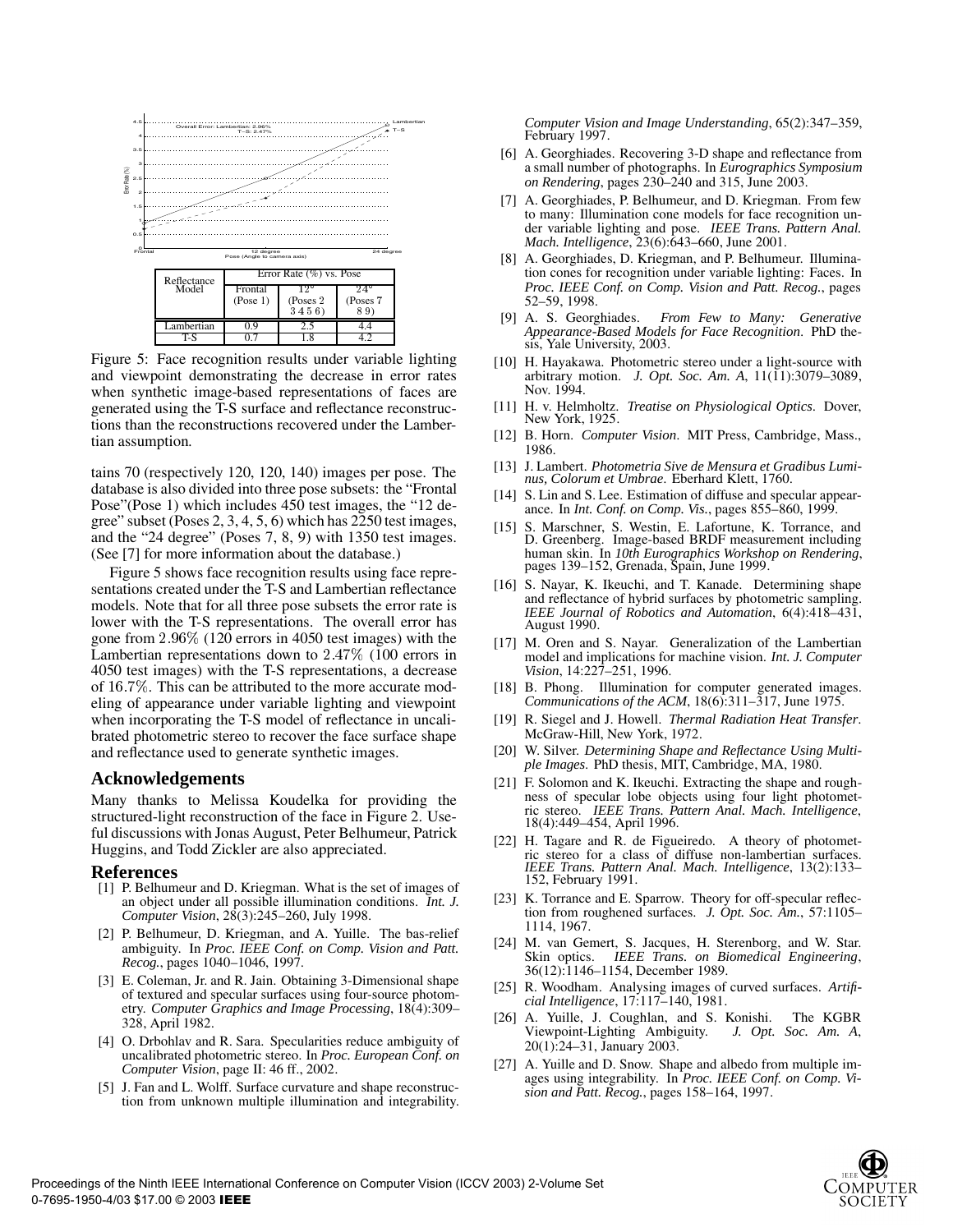4.5
4
3.5
3
2.5
2
1.5
1
0.5
0
Error Rate (%)
Overall Error: Lambertian: 2.96%
T–S: 2.47%
Lambertian
T–S
Frontal
12 degree
24 degree
Pose (Angle to camera axis)

| Reflectance Model | Error Rate (%) vs. Pose | | |
|---|---|---|---|
| | Frontal (Pose 1) | 12° (Poses 2 3 4 5 6) | 24° (Poses 7 8 9) |
| Lambertian | 0.9 | 2.5 | 4.4 |
| T-S | 0.7 | 1.8 | 4.2 |

Figure 5: Face recognition results under variable lighting and viewpoint demonstrating the decrease in error rates when synthetic image-based representations of faces are generated using the T-S surface and reflectance reconstructions than the reconstructions recovered under the Lambertian assumption.

tains 70 (respectively 120, 120, 140) images per pose. The database is also divided into three pose subsets: the "Frontal Pose"(Pose 1) which includes 450 test images, the "12 degree" subset (Poses 2, 3, 4, 5, 6) which has 2250 test images, and the "24 degree" (Poses 7, 8, 9) with 1350 test images. (See [7] for more information about the database.)

Figure 5 shows face recognition results using face representations created under the T-S and Lambertian reflectance models. Note that for all three pose subsets the error rate is lower with the T-S representations. The overall error has gone from $2.96\%$ (120 errors in 4050 test images) with the Lambertian representations down to $2.47\%$ (100 errors in 4050 test images) with the T-S representations, a decrease of $16.7\%$. This can be attributed to the more accurate modeling of appearance under variable lighting and viewpoint when incorporating the T-S model of reflectance in uncalibrated photometric stereo to recover the face surface shape and reflectance used to generate synthetic images.

## Acknowledgements

Many thanks to Melissa Koudelka for providing the structured-light reconstruction of the face in Figure 2. Useful discussions with Jonas August, Peter Belhumeur, Patrick Huggins, and Todd Zickler are also appreciated.

## References

[1] P. Belhumeur and D. Kriegman. What is the set of images of an object under all possible illumination conditions. *Int. J. Computer Vision*, 28(3):245–260, July 1998.

[2] P. Belhumeur, D. Kriegman, and A. Yuille. The bas-relief ambiguity. In *Proc. IEEE Conf. on Comp. Vision and Patt. Recog.*, pages 1040–1046, 1997.

[3] E. Coleman, Jr. and R. Jain. Obtaining 3-Dimensional shape of textured and specular surfaces using four-source photometry. *Computer Graphics and Image Processing*, 18(4):309–328, April 1982.

[4] O. Drbohlav and R. Sara. Specularities reduce ambiguity of uncalibrated photometric stereo. In *Proc. European Conf. on Computer Vision*, page II: 46 ff., 2002.

[5] J. Fan and L. Wolff. Surface curvature and shape reconstruction from unknown multiple illumination and integrability. *Computer Vision and Image Understanding*, 65(2):347–359, February 1997.

[6] A. Georghiades. Recovering 3-D shape and reflectance from a small number of photographs. In *Eurographics Symposium on Rendering*, pages 230–240 and 315, June 2003.

[7] A. Georghiades, P. Belhumeur, and D. Kriegman. From few to many: Illumination cone models for face recognition under variable lighting and pose. *IEEE Trans. Pattern Anal. Mach. Intelligence*, 23(6):643–660, June 2001.

[8] A. Georghiades, D. Kriegman, and P. Belhumeur. Illumination cones for recognition under variable lighting: Faces. In *Proc. IEEE Conf. on Comp. Vision and Patt. Recog.*, pages 52–59, 1998.

[9] A. S. Georghiades. *From Few to Many: Generative Appearance-Based Models for Face Recognition*. PhD thesis, Yale University, 2003.

[10] H. Hayakawa. Photometric stereo under a light-source with arbitrary motion. *J. Opt. Soc. Am. A*, 11(11):3079–3089, Nov. 1994.

[11] H. v. Helmholtz. *Treatise on Physiological Optics*. Dover, New York, 1925.

[12] B. Horn. *Computer Vision*. MIT Press, Cambridge, Mass., 1986.

[13] J. Lambert. *Photometria Sive de Mensura et Gradibus Luminus, Colorum et Umbrae*. Eberhard Klett, 1760.

[14] S. Lin and S. Lee. Estimation of diffuse and specular appearance. In *Int. Conf. on Comp. Vis.*, pages 855–860, 1999.

[15] S. Marschner, S. Westin, E. Lafortune, K. Torrance, and D. Greenberg. Image-based BRDF measurement including human skin. In *10th Eurographics Workshop on Rendering*, pages 139–152, Grenada, Spain, June 1999.

[16] S. Nayar, K. Ikeuchi, and T. Kanade. Determining shape and reflectance of hybrid surfaces by photometric sampling. *IEEE Journal of Robotics and Automation*, 6(4):418–431, August 1990.

[17] M. Oren and S. Nayar. Generalization of the Lambertian model and implications for machine vision. *Int. J. Computer Vision*, 14:227–251, 1996.

[18] B. Phong. Illumination for computer generated images. *Communications of the ACM*, 18(6):311–317, June 1975.

[19] R. Siegel and J. Howell. *Thermal Radiation Heat Transfer*. McGraw-Hill, New York, 1972.

[20] W. Silver. *Determining Shape and Reflectance Using Multiple Images*. PhD thesis, MIT, Cambridge, MA, 1980.

[21] F. Solomon and K. Ikeuchi. Extracting the shape and roughness of specular lobe objects using four light photometric stereo. *IEEE Trans. Pattern Anal. Mach. Intelligence*, 18(4):449–454, April 1996.

[22] H. Tagare and R. de Figueiredo. A theory of photometric stereo for a class of diffuse non-lambertian surfaces. *IEEE Trans. Pattern Anal. Mach. Intelligence*, 13(2):133–152, February 1991.

[23] K. Torrance and E. Sparrow. Theory for off-specular reflection from roughened surfaces. *J. Opt. Soc. Am.*, 57:1105–1114, 1967.

[24] M. van Gemert, S. Jacques, H. Sterenborg, and W. Star. Skin optics. *IEEE Trans. on Biomedical Engineering*, 36(12):1146–1154, December 1989.

[25] R. Woodham. Analysing images of curved surfaces. *Artificial Intelligence*, 17:117–140, 1981.

[26] A. Yuille, J. Coughlan, and S. Konishi. The KGBR Viewpoint-Lighting Ambiguity. *J. Opt. Soc. Am. A*, 20(1):24–31, January 2003.

[27] A. Yuille and D. Snow. Shape and albedo from multiple images using integrability. In *Proc. IEEE Conf. on Comp. Vision and Patt. Recog.*, pages 158–164, 1997.